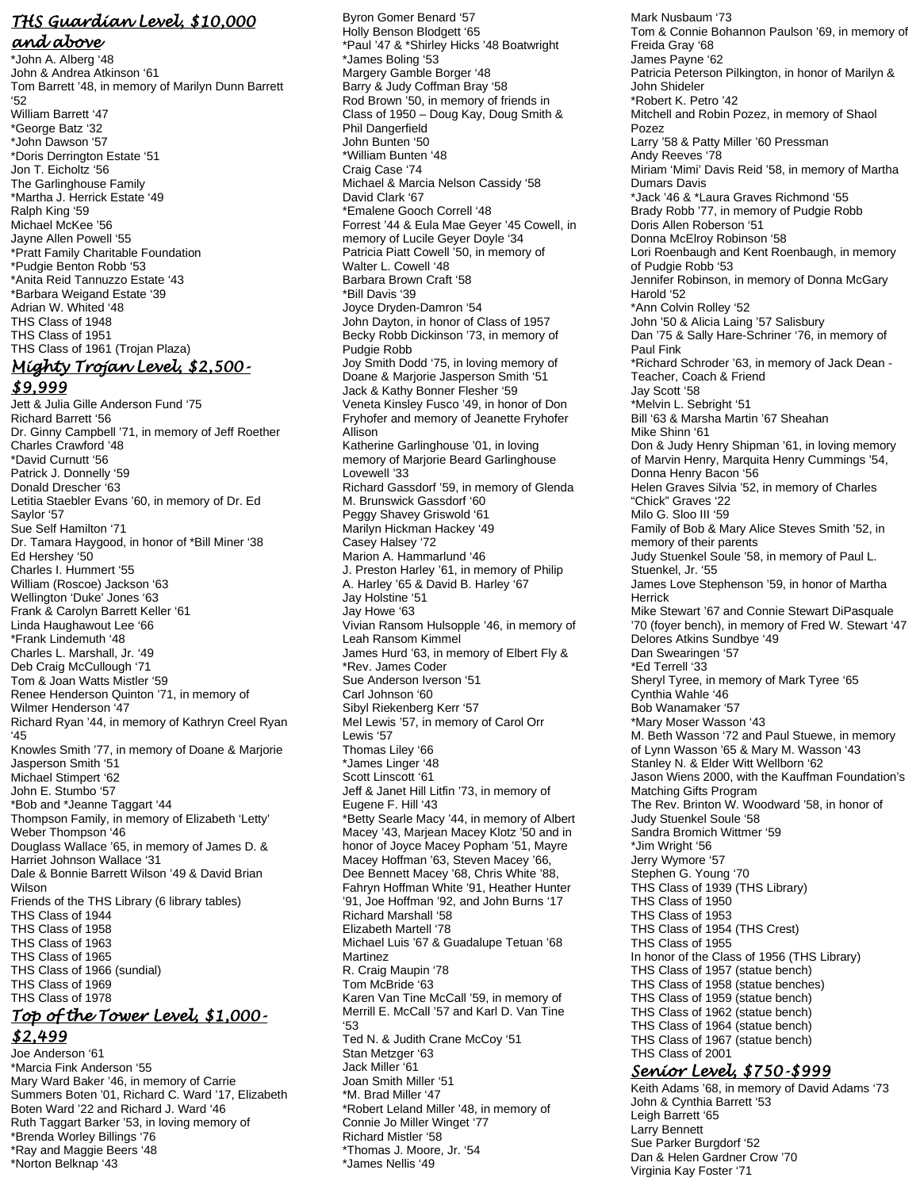## *THS Guardian Level, $10,000 and above*

*John A. Alberg '48
John & Andrea Atkinson '61
Tom Barrett '48, in memory of Marilyn Dunn Barrett '52
William Barrett '47
*George Batz '32
*John Dawson '57
*Doris Derrington Estate '51
Jon T. Eicholtz '56
The Garlinghouse Family
*Martha J. Herrick Estate '49
Ralph King '59
Michael McKee '56
Jayne Allen Powell '55
*Pratt Family Charitable Foundation
*Pudgie Benton Robb '53
*Anita Reid Tannuzzo Estate '43
*Barbara Weigand Estate '39
Adrian W. Whited '48
THS Class of 1948
THS Class of 1951
THS Class of 1961 (Trojan Plaza)

## *Mighty Trojan Level, $2,500-$9,999*

Jett & Julia Gille Anderson Fund '75
Richard Barrett '56
Dr. Ginny Campbell '71, in memory of Jeff Roether
Charles Crawford '48
*David Curnutt '56
Patrick J. Donnelly '59
Donald Drescher '63
Letitia Staebler Evans '60, in memory of Dr. Ed Saylor '57
Sue Self Hamilton '71
Dr. Tamara Haygood, in honor of *Bill Miner '38
Ed Hershey '50
Charles I. Hummert '55
William (Roscoe) Jackson '63
Wellington 'Duke' Jones '63
Frank & Carolyn Barrett Keller '61
Linda Haughawout Lee '66
*Frank Lindemuth '48
Charles L. Marshall, Jr. '49
Deb Craig McCullough '71
Tom & Joan Watts Mistler '59
Renee Henderson Quinton '71, in memory of Wilmer Henderson '47
Richard Ryan '44, in memory of Kathryn Creel Ryan '45
Knowles Smith '77, in memory of Doane & Marjorie Jasperson Smith '51
Michael Stimpert '62
John E. Stumbo '57
*Bob and *Jeanne Taggart '44
Thompson Family, in memory of Elizabeth 'Letty' Weber Thompson '46
Douglass Wallace '65, in memory of James D. & Harriet Johnson Wallace '31
Dale & Bonnie Barrett Wilson '49 & David Brian Wilson
Friends of the THS Library (6 library tables)
THS Class of 1944
THS Class of 1958
THS Class of 1963
THS Class of 1965
THS Class of 1966 (sundial)
THS Class of 1969
THS Class of 1978

## *Top of the Tower Level, $1,000-$2,499*

Joe Anderson '61
*Marcia Fink Anderson '55
Mary Ward Baker '46, in memory of Carrie Summers Boten '01, Richard C. Ward '17, Elizabeth Boten Ward '22 and Richard J. Ward '46
Ruth Taggart Barker '53, in loving memory of *Brenda Worley Billings '76
*Ray and Maggie Beers '48
*Norton Belknap '43
Byron Gomer Benard '57
Holly Benson Blodgett '65
*Paul '47 & *Shirley Hicks '48 Boatwright
*James Boling '53
Margery Gamble Borger '48
Barry & Judy Coffman Bray '58
Rod Brown '50, in memory of friends in Class of 1950 – Doug Kay, Doug Smith & Phil Dangerfield
John Bunten '50
*William Bunten '48
Craig Case '74
Michael & Marcia Nelson Cassidy '58
David Clark '67
*Emalene Gooch Correll '48
Forrest '44 & Eula Mae Geyer '45 Cowell, in memory of Lucile Geyer Doyle '34
Patricia Piatt Cowell '50, in memory of Walter L. Cowell '48
Barbara Brown Craft '58
*Bill Davis '39
Joyce Dryden-Damron '54
John Dayton, in honor of Class of 1957
Becky Robb Dickinson '73, in memory of Pudgie Robb
Joy Smith Dodd '75, in loving memory of Doane & Marjorie Jasperson Smith '51
Jack & Kathy Bonner Flesher '59
Veneta Kinsley Fusco '49, in honor of Don Fryhofer and memory of Jeanette Fryhofer Allison
Katherine Garlinghouse '01, in loving memory of Marjorie Beard Garlinghouse Lovewell '33
Richard Gassdorf '59, in memory of Glenda M. Brunswick Gassdorf '60
Peggy Shavey Griswold '61
Marilyn Hickman Hackey '49
Casey Halsey '72
Marion A. Hammarlund '46
J. Preston Harley '61, in memory of Philip A. Harley '65 & David B. Harley '67
Jay Holstine '51
Jay Howe '63
Vivian Ransom Hulsopple '46, in memory of Leah Ransom Kimmel
James Hurd '63, in memory of Elbert Fly & *Rev. James Coder
Sue Anderson Iverson '51
Carl Johnson '60
Sibyl Riekenberg Kerr '57
Mel Lewis '57, in memory of Carol Orr Lewis '57
Thomas Liley '66
*James Linger '48
Scott Linscott '61
Jeff & Janet Hill Litfin '73, in memory of Eugene F. Hill '43
*Betty Searle Macy '44, in memory of Albert Macey '43, Marjean Macey Klotz '50 and in honor of Joyce Macey Popham '51, Mayre Macey Hoffman '63, Steven Macey '66, Dee Bennett Macey '68, Chris White '88, Fahryn Hoffman White '91, Heather Hunter '91, Joe Hoffman '92, and John Burns '17
Richard Marshall '58
Elizabeth Martell '78
Michael Luis '67 & Guadalupe Tetuan '68 Martinez
R. Craig Maupin '78
Tom McBride '63
Karen Van Tine McCall '59, in memory of Merrill E. McCall '57 and Karl D. Van Tine '53
Ted N. & Judith Crane McCoy '51
Stan Metzger '63
Jack Miller '61
Joan Smith Miller '51
*M. Brad Miller '47
*Robert Leland Miller '48, in memory of Connie Jo Miller Winget '77
Richard Mistler '58
*Thomas J. Moore, Jr. '54
*James Nellis '49
Mark Nusbaum '73
Tom & Connie Bohannon Paulson '69, in memory of Freida Gray '68
James Payne '62
Patricia Peterson Pilkington, in honor of Marilyn & John Shideler
*Robert K. Petro '42
Mitchell and Robin Pozez, in memory of Shaol Pozez
Larry '58 & Patty Miller '60 Pressman
Andy Reeves '78
Miriam 'Mimi' Davis Reid '58, in memory of Martha Dumars Davis
*Jack '46 & *Laura Graves Richmond '55
Brady Robb '77, in memory of Pudgie Robb
Doris Allen Roberson '51
Donna McElroy Robinson '58
Lori Roenbaugh and Kent Roenbaugh, in memory of Pudgie Robb '53
Jennifer Robinson, in memory of Donna McGary Harold '52
*Ann Colvin Rolley '52
John '50 & Alicia Laing '57 Salisbury
Dan '75 & Sally Hare-Schriner '76, in memory of Paul Fink
*Richard Schroder '63, in memory of Jack Dean - Teacher, Coach & Friend
Jay Scott '58
*Melvin L. Sebright '51
Bill '63 & Marsha Martin '67 Sheahan
Mike Shinn '61
Don & Judy Henry Shipman '61, in loving memory of Marvin Henry, Marquita Henry Cummings '54, Donna Henry Bacon '56
Helen Graves Silvia '52, in memory of Charles "Chick" Graves '22
Milo G. Sloo III '59
Family of Bob & Mary Alice Steves Smith '52, in memory of their parents
Judy Stuenkel Soule '58, in memory of Paul L. Stuenkel, Jr. '55
James Love Stephenson '59, in honor of Martha Herrick
Mike Stewart '67 and Connie Stewart DiPasquale '70 (foyer bench), in memory of Fred W. Stewart '47
Delores Atkins Sundbye '49
Dan Swearingen '57
*Ed Terrell '33
Sheryl Tyree, in memory of Mark Tyree '65
Cynthia Wahle '46
Bob Wanamaker '57
*Mary Moser Wasson '43
M. Beth Wasson '72 and Paul Stuewe, in memory of Lynn Wasson '65 & Mary M. Wasson '43
Stanley N. & Elder Witt Wellborn '62
Jason Wiens 2000, with the Kauffman Foundation's Matching Gifts Program
The Rev. Brinton W. Woodward '58, in honor of Judy Stuenkel Soule '58
Sandra Bromich Wittmer '59
*Jim Wright '56
Jerry Wymore '57
Stephen G. Young '70
THS Class of 1939 (THS Library)
THS Class of 1950
THS Class of 1953
THS Class of 1954 (THS Crest)
THS Class of 1955
In honor of the Class of 1956 (THS Library)
THS Class of 1957 (statue bench)
THS Class of 1958 (statue benches)
THS Class of 1959 (statue bench)
THS Class of 1962 (statue bench)
THS Class of 1964 (statue bench)
THS Class of 1967 (statue bench)
THS Class of 2001

## *Senior Level, $750-$999*

Keith Adams '68, in memory of David Adams '73
John & Cynthia Barrett '53
Leigh Barrett '65
Larry Bennett
Sue Parker Burgdorf '52
Dan & Helen Gardner Crow '70
Virginia Kay Foster '71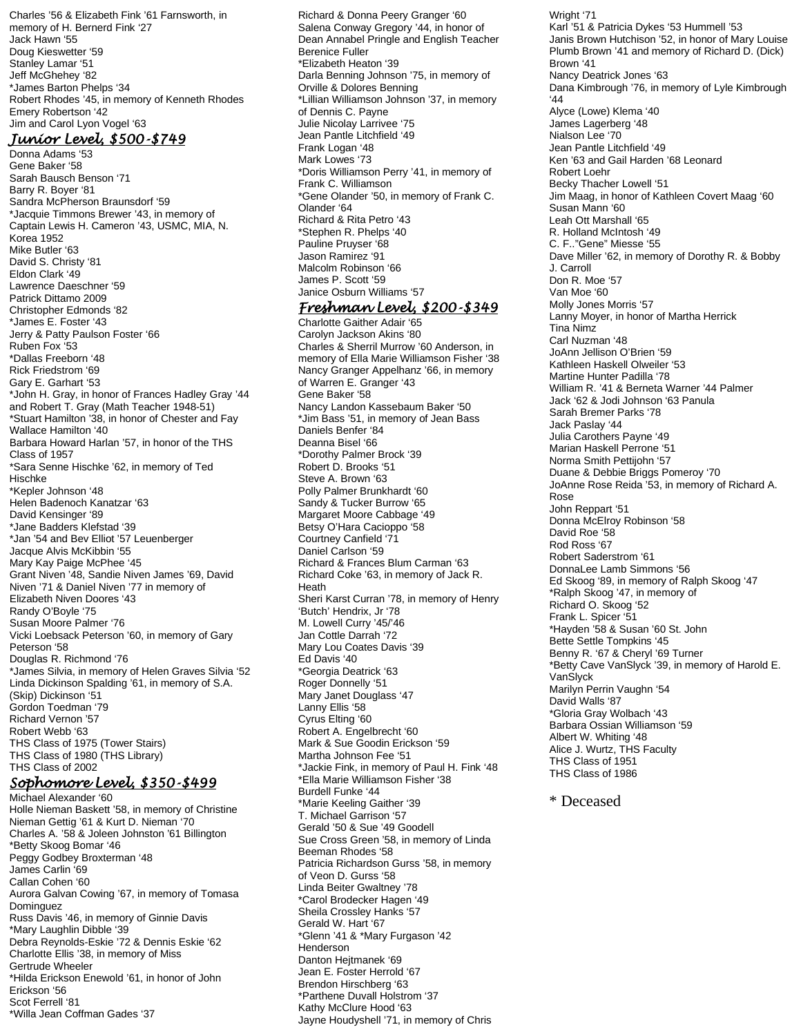Charles '56 & Elizabeth Fink '61 Farnsworth, in memory of H. Bernerd Fink '27
Jack Hawn '55
Doug Kieswetter '59
Stanley Lamar '51
Jeff McGhehey '82
*James Barton Phelps '34
Robert Rhodes '45, in memory of Kenneth Rhodes
Emery Robertson '42
Jim and Carol Lyon Vogel '63

## Junior Level, $500-$749

Donna Adams '53
Gene Baker '58
Sarah Bausch Benson '71
Barry R. Boyer '81
Sandra McPherson Braunsdorf '59
*Jacquie Timmons Brewer '43, in memory of Captain Lewis H. Cameron '43, USMC, MIA, N. Korea 1952
Mike Butler '63
David S. Christy '81
Eldon Clark '49
Lawrence Daeschner '59
Patrick Dittamo 2009
Christopher Edmonds '82
*James E. Foster '43
Jerry & Patty Paulson Foster '66
Ruben Fox '53
*Dallas Freeborn '48
Rick Friedstrom '69
Gary E. Garhart '53
*John H. Gray, in honor of Frances Hadley Gray '44 and Robert T. Gray (Math Teacher 1948-51)
*Stuart Hamilton '38, in honor of Chester and Fay Wallace Hamilton '40
Barbara Howard Harlan '57, in honor of the THS Class of 1957
*Sara Senne Hischke '62, in memory of Ted Hischke
*Kepler Johnson '48
Helen Badenoch Kanatzar '63
David Kensinger '89
*Jane Badders Klefstad '39
*Jan '54 and Bev Elliot '57 Leuenberger
Jacque Alvis McKibbin '55
Mary Kay Paige McPhee '45
Grant Niven '48, Sandie Niven James '69, David Niven '71 & Daniel Niven '77 in memory of Elizabeth Niven Doores '43
Randy O'Boyle '75
Susan Moore Palmer '76
Vicki Loebsack Peterson '60, in memory of Gary Peterson '58
Douglas R. Richmond '76
*James Silvia, in memory of Helen Graves Silvia '52
Linda Dickinson Spalding '61, in memory of S.A. (Skip) Dickinson '51
Gordon Toedman '79
Richard Vernon '57
Robert Webb '63
THS Class of 1975 (Tower Stairs)
THS Class of 1980 (THS Library)
THS Class of 2002

## Sophomore Level, $350-$499

Michael Alexander '60
Holle Nieman Baskett '58, in memory of Christine Nieman Gettig '61 & Kurt D. Nieman '70
Charles A. '58 & Joleen Johnston '61 Billington
*Betty Skoog Bomar '46
Peggy Godbey Broxterman '48
James Carlin '69
Callan Cohen '60
Aurora Galvan Cowing '67, in memory of Tomasa Dominguez
Russ Davis '46, in memory of Ginnie Davis
*Mary Laughlin Dibble '39
Debra Reynolds-Eskie '72 & Dennis Eskie '62
Charlotte Ellis '38, in memory of Miss Gertrude Wheeler
*Hilda Erickson Enewold '61, in honor of John Erickson '56
Scot Ferrell '81
*Willa Jean Coffman Gades '37
Richard & Donna Peery Granger '60
Salena Conway Gregory '44, in honor of Dean Annabel Pringle and English Teacher Berenice Fuller
*Elizabeth Heaton '39
Darla Benning Johnson '75, in memory of Orville & Dolores Benning
*Lillian Williamson Johnson '37, in memory of Dennis C. Payne
Julie Nicolay Larrivee '75
Jean Pantle Litchfield '49
Frank Logan '48
Mark Lowes '73
*Doris Williamson Perry '41, in memory of Frank C. Williamson
*Gene Olander '50, in memory of Frank C. Olander '64
Richard & Rita Petro '43
*Stephen R. Phelps '40
Pauline Pruyser '68
Jason Ramirez '91
Malcolm Robinson '66
James P. Scott '59
Janice Osburn Williams '57

## Freshman Level, $200-$349

Charlotte Gaither Adair '65
Carolyn Jackson Akins '80
Charles & Sherril Murrow '60 Anderson, in memory of Ella Marie Williamson Fisher '38
Nancy Granger Appelhanz '66, in memory of Warren E. Granger '43
Gene Baker '58
Nancy Landon Kassebaum Baker '50
*Jim Bass '51, in memory of Jean Bass
Daniels Benfer '84
Deanna Bisel '66
*Dorothy Palmer Brock '39
Robert D. Brooks '51
Steve A. Brown '63
Polly Palmer Brunkhardt '60
Sandy & Tucker Burrow '65
Margaret Moore Cabbage '49
Betsy O'Hara Cacioppo '58
Courtney Canfield '71
Daniel Carlson '59
Richard & Frances Blum Carman '63
Richard Coke '63, in memory of Jack R. Heath
Sheri Karst Curran '78, in memory of Henry 'Butch' Hendrix, Jr '78
M. Lowell Curry '45/'46
Jan Cottle Darrah '72
Mary Lou Coates Davis '39
Ed Davis '40
*Georgia Deatrick '63
Roger Donnelly '51
Mary Janet Douglass '47
Lanny Ellis '58
Cyrus Elting '60
Robert A. Engelbrecht '60
Mark & Sue Goodin Erickson '59
Martha Johnson Fee '51
*Jackie Fink, in memory of Paul H. Fink '48
*Ella Marie Williamson Fisher '38
Burdell Funke '44
*Marie Keeling Gaither '39
T. Michael Garrison '57
Gerald '50 & Sue '49 Goodell
Sue Cross Green '58, in memory of Linda Beeman Rhodes '58
Patricia Richardson Gurss '58, in memory of Veon D. Gurss '58
Linda Beiter Gwaltney '78
*Carol Brodecker Hagen '49
Sheila Crossley Hanks '57
Gerald W. Hart '67
*Glenn '41 & *Mary Furgason '42 Henderson
Danton Hejtmanek '69
Jean E. Foster Herrold '67
Brendon Hirschberg '63
*Parthene Duvall Holstrom '37
Kathy McClure Hood '63
Jayne Houdyshell '71, in memory of Chris Wright '71
Karl '51 & Patricia Dykes '53 Hummell '53
Janis Brown Hutchison '52, in honor of Mary Louise Plumb Brown '41 and memory of Richard D. (Dick) Brown '41
Nancy Deatrick Jones '63
Dana Kimbrough '76, in memory of Lyle Kimbrough '44
Alyce (Lowe) Klema '40
James Lagerberg '48
Nialson Lee '70
Jean Pantle Litchfield '49
Ken '63 and Gail Harden '68 Leonard
Robert Loehr
Becky Thacher Lowell '51
Jim Maag, in honor of Kathleen Covert Maag '60
Susan Mann '60
Leah Ott Marshall '65
R. Holland McIntosh '49
C. F.."Gene" Miesse '55
Dave Miller '62, in memory of Dorothy R. & Bobby J. Carroll
Don R. Moe '57
Van Moe '60
Molly Jones Morris '57
Lanny Moyer, in honor of Martha Herrick
Tina Nimz
Carl Nuzman '48
JoAnn Jellison O'Brien '59
Kathleen Haskell Olweiler '53
Martine Hunter Padilla '78
William R. '41 & Berneta Warner '44 Palmer
Jack '62 & Jodi Johnson '63 Panula
Sarah Bremer Parks '78
Jack Paslay '44
Julia Carothers Payne '49
Marian Haskell Perrone '51
Norma Smith Pettijohn '57
Duane & Debbie Briggs Pomeroy '70
JoAnne Rose Reida '53, in memory of Richard A. Rose
John Reppart '51
Donna McElroy Robinson '58
David Roe '58
Rod Ross '67
Robert Saderstrom '61
DonnaLee Lamb Simmons '56
Ed Skoog '89, in memory of Ralph Skoog '47
*Ralph Skoog '47, in memory of Richard O. Skoog '52
Frank L. Spicer '51
*Hayden '58 & Susan '60 St. John
Bette Settle Tompkins '45
Benny R. '67 & Cheryl '69 Turner
*Betty Cave VanSlyck '39, in memory of Harold E. VanSlyck
Marilyn Perrin Vaughn '54
David Walls '87
*Gloria Gray Wolbach '43
Barbara Ossian Williamson '59
Albert W. Whiting '48
Alice J. Wurtz, THS Faculty
THS Class of 1951
THS Class of 1986

* Deceased